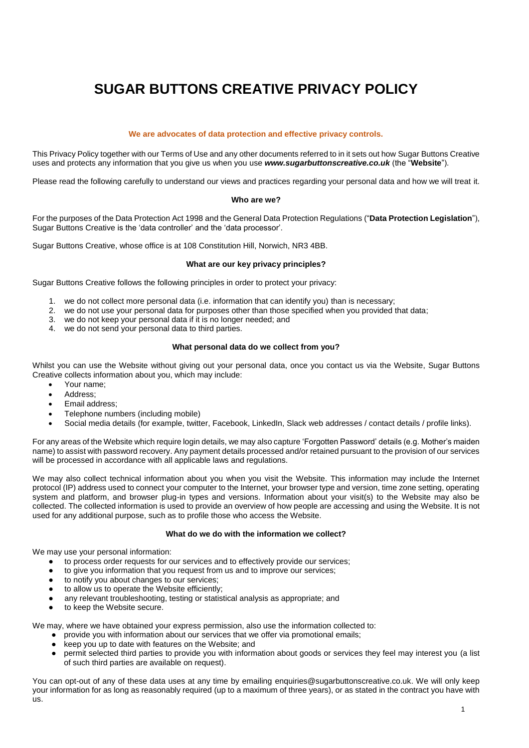# SUGAR BUTTONS CREATIVE PRIVACY POLICY

**We are advocates of data protection and effective privacy controls.**

This Privacy Policy together with our Terms of Use and any other documents referred to in it sets out how Sugar Buttons Creative uses and protects any information that you give us when you use ***www.sugarbuttonscreative.co.uk*** (the "**Website**").

Please read the following carefully to understand our views and practices regarding your personal data and how we will treat it.

### Who are we?

For the purposes of the Data Protection Act 1998 and the General Data Protection Regulations ("**Data Protection Legislation**"), Sugar Buttons Creative is the 'data controller' and the 'data processor'.

Sugar Buttons Creative, whose office is at 108 Constitution Hill, Norwich, NR3 4BB.

### What are our key privacy principles?

Sugar Buttons Creative follows the following principles in order to protect your privacy:

1. we do not collect more personal data (i.e. information that can identify you) than is necessary;
2. we do not use your personal data for purposes other than those specified when you provided that data;
3. we do not keep your personal data if it is no longer needed; and
4. we do not send your personal data to third parties.

### What personal data do we collect from you?

Whilst you can use the Website without giving out your personal data, once you contact us via the Website, Sugar Buttons Creative collects information about you, which may include:

- Your name;
- Address;
- Email address;
- Telephone numbers (including mobile)
- Social media details (for example, twitter, Facebook, LinkedIn, Slack web addresses / contact details / profile links).

For any areas of the Website which require login details, we may also capture 'Forgotten Password' details (e.g. Mother's maiden name) to assist with password recovery. Any payment details processed and/or retained pursuant to the provision of our services will be processed in accordance with all applicable laws and regulations.

We may also collect technical information about you when you visit the Website. This information may include the Internet protocol (IP) address used to connect your computer to the Internet, your browser type and version, time zone setting, operating system and platform, and browser plug-in types and versions. Information about your visit(s) to the Website may also be collected. The collected information is used to provide an overview of how people are accessing and using the Website. It is not used for any additional purpose, such as to profile those who access the Website.

### What do we do with the information we collect?

We may use your personal information:

- to process order requests for our services and to effectively provide our services;
- to give you information that you request from us and to improve our services;
- to notify you about changes to our services;
- to allow us to operate the Website efficiently;
- any relevant troubleshooting, testing or statistical analysis as appropriate; and
- to keep the Website secure.

We may, where we have obtained your express permission, also use the information collected to:

- provide you with information about our services that we offer via promotional emails;
- keep you up to date with features on the Website; and
- permit selected third parties to provide you with information about goods or services they feel may interest you (a list of such third parties are available on request).

You can opt-out of any of these data uses at any time by emailing enquiries@sugarbuttonscreative.co.uk. We will only keep your information for as long as reasonably required (up to a maximum of three years), or as stated in the contract you have with us.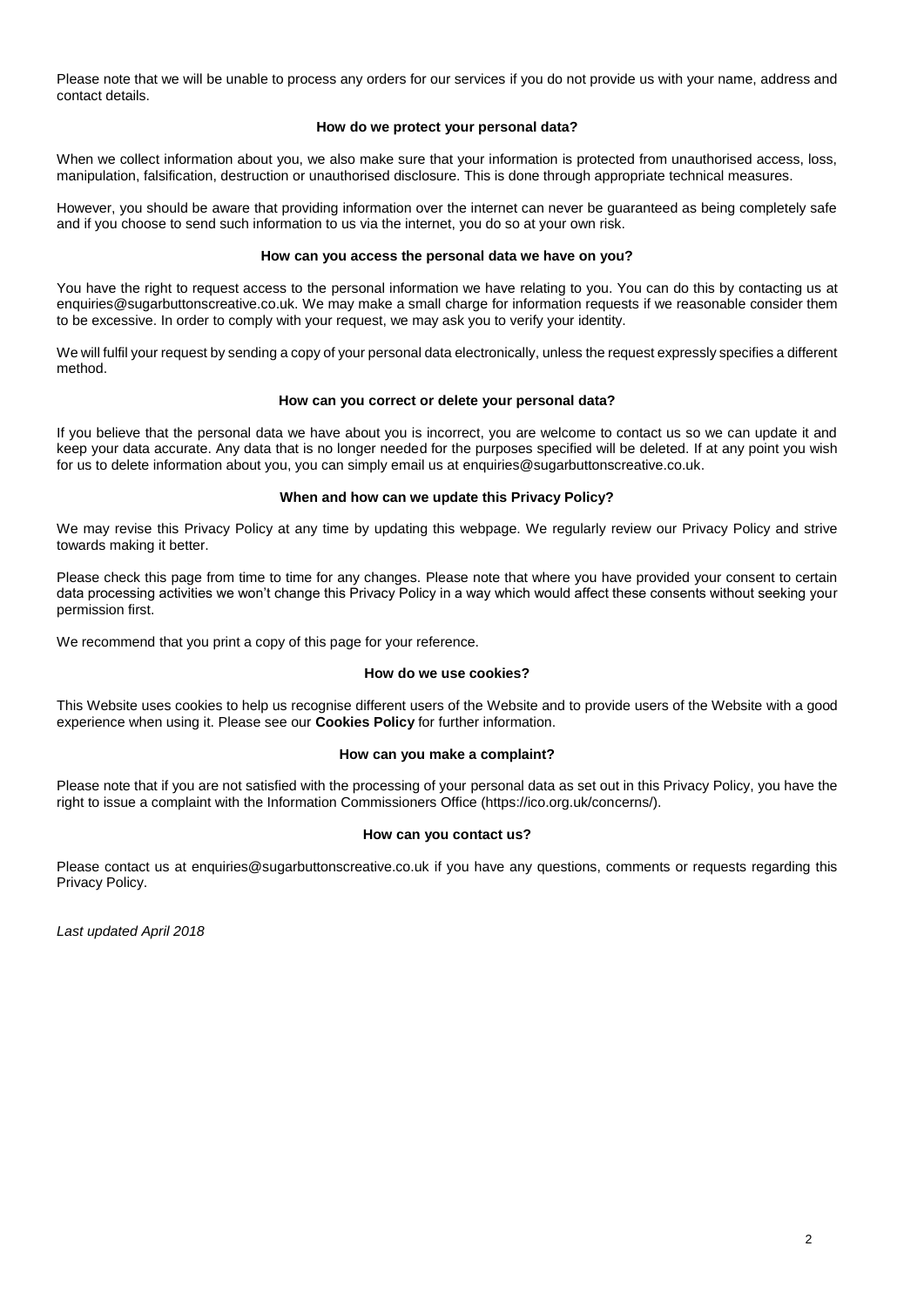Please note that we will be unable to process any orders for our services if you do not provide us with your name, address and contact details.

## How do we protect your personal data?

When we collect information about you, we also make sure that your information is protected from unauthorised access, loss, manipulation, falsification, destruction or unauthorised disclosure. This is done through appropriate technical measures.

However, you should be aware that providing information over the internet can never be guaranteed as being completely safe and if you choose to send such information to us via the internet, you do so at your own risk.

## How can you access the personal data we have on you?

You have the right to request access to the personal information we have relating to you. You can do this by contacting us at enquiries@sugarbuttonscreative.co.uk. We may make a small charge for information requests if we reasonable consider them to be excessive. In order to comply with your request, we may ask you to verify your identity.

We will fulfil your request by sending a copy of your personal data electronically, unless the request expressly specifies a different method.

## How can you correct or delete your personal data?

If you believe that the personal data we have about you is incorrect, you are welcome to contact us so we can update it and keep your data accurate. Any data that is no longer needed for the purposes specified will be deleted. If at any point you wish for us to delete information about you, you can simply email us at enquiries@sugarbuttonscreative.co.uk.

## When and how can we update this Privacy Policy?

We may revise this Privacy Policy at any time by updating this webpage. We regularly review our Privacy Policy and strive towards making it better.

Please check this page from time to time for any changes. Please note that where you have provided your consent to certain data processing activities we won't change this Privacy Policy in a way which would affect these consents without seeking your permission first.

We recommend that you print a copy of this page for your reference.

## How do we use cookies?

This Website uses cookies to help us recognise different users of the Website and to provide users of the Website with a good experience when using it. Please see our **Cookies Policy** for further information.

## How can you make a complaint?

Please note that if you are not satisfied with the processing of your personal data as set out in this Privacy Policy, you have the right to issue a complaint with the Information Commissioners Office (https://ico.org.uk/concerns/).

## How can you contact us?

Please contact us at enquiries@sugarbuttonscreative.co.uk if you have any questions, comments or requests regarding this Privacy Policy.

*Last updated April 2018*